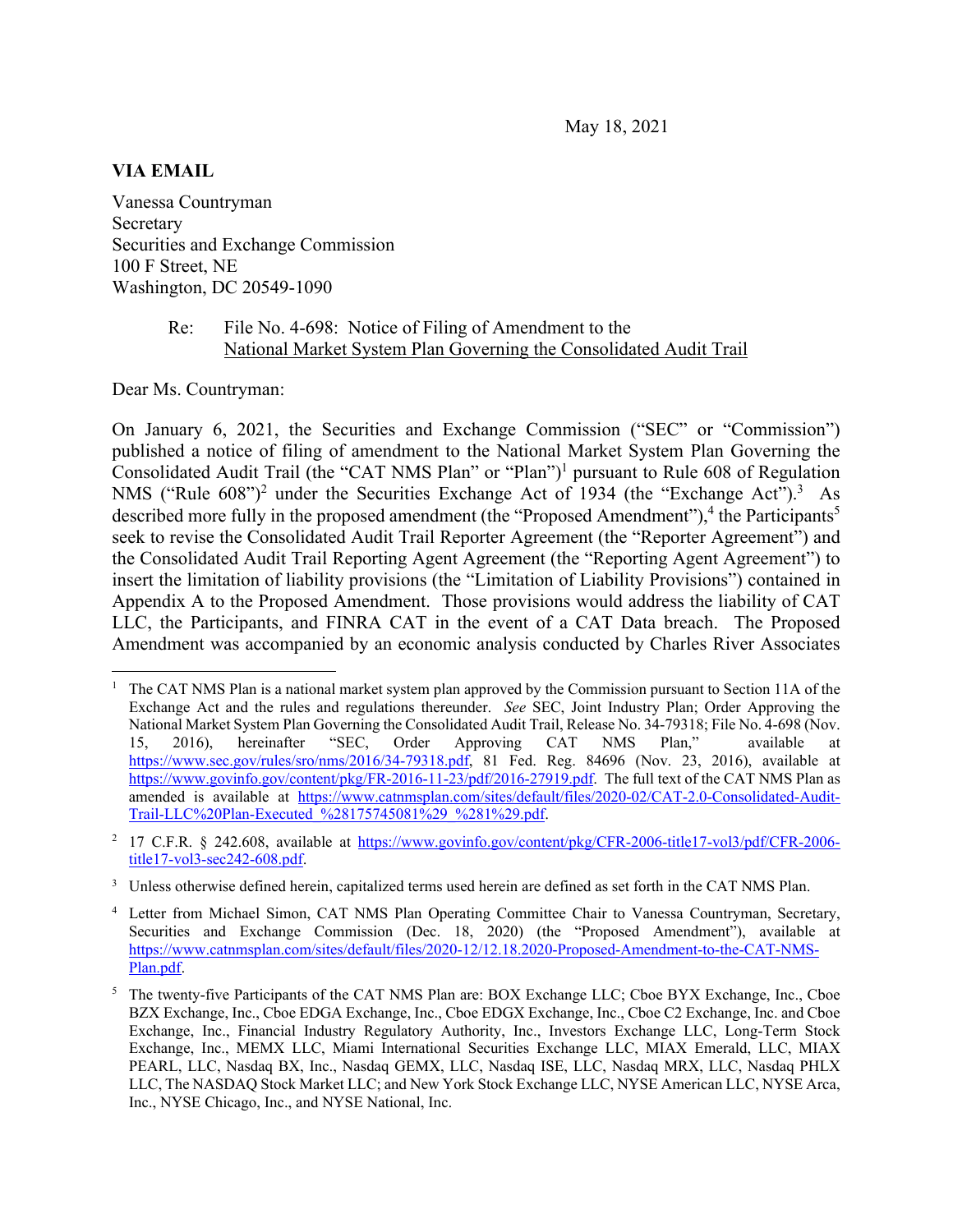May 18, 2021

**VIA EMAIL**

Vanessa Countryman
Secretary
Securities and Exchange Commission
100 F Street, NE
Washington, DC 20549-1090

Re: File No. 4-698: Notice of Filing of Amendment to the National Market System Plan Governing the Consolidated Audit Trail

Dear Ms. Countryman:

On January 6, 2021, the Securities and Exchange Commission ("SEC" or "Commission") published a notice of filing of amendment to the National Market System Plan Governing the Consolidated Audit Trail (the "CAT NMS Plan" or "Plan")[1] pursuant to Rule 608 of Regulation NMS ("Rule 608")[2] under the Securities Exchange Act of 1934 (the "Exchange Act").[3] As described more fully in the proposed amendment (the "Proposed Amendment"),[4] the Participants[5] seek to revise the Consolidated Audit Trail Reporter Agreement (the "Reporter Agreement") and the Consolidated Audit Trail Reporting Agent Agreement (the "Reporting Agent Agreement") to insert the limitation of liability provisions (the "Limitation of Liability Provisions") contained in Appendix A to the Proposed Amendment. Those provisions would address the liability of CAT LLC, the Participants, and FINRA CAT in the event of a CAT Data breach. The Proposed Amendment was accompanied by an economic analysis conducted by Charles River Associates

---

[1] The CAT NMS Plan is a national market system plan approved by the Commission pursuant to Section 11A of the Exchange Act and the rules and regulations thereunder. *See* SEC, Joint Industry Plan; Order Approving the National Market System Plan Governing the Consolidated Audit Trail, Release No. 34-79318; File No. 4-698 (Nov. 15, 2016), hereinafter "SEC, Order Approving CAT NMS Plan," available at https://www.sec.gov/rules/sro/nms/2016/34-79318.pdf, 81 Fed. Reg. 84696 (Nov. 23, 2016), available at https://www.govinfo.gov/content/pkg/FR-2016-11-23/pdf/2016-27919.pdf. The full text of the CAT NMS Plan as amended is available at https://www.catnmsplan.com/sites/default/files/2020-02/CAT-2.0-Consolidated-Audit-Trail-LLC%20Plan-Executed_%28175745081%29_%281%29.pdf.

[2] 17 C.F.R. § 242.608, available at https://www.govinfo.gov/content/pkg/CFR-2006-title17-vol3/pdf/CFR-2006-title17-vol3-sec242-608.pdf.

[3] Unless otherwise defined herein, capitalized terms used herein are defined as set forth in the CAT NMS Plan.

[4] Letter from Michael Simon, CAT NMS Plan Operating Committee Chair to Vanessa Countryman, Secretary, Securities and Exchange Commission (Dec. 18, 2020) (the "Proposed Amendment"), available at https://www.catnmsplan.com/sites/default/files/2020-12/12.18.2020-Proposed-Amendment-to-the-CAT-NMS-Plan.pdf.

[5] The twenty-five Participants of the CAT NMS Plan are: BOX Exchange LLC; Cboe BYX Exchange, Inc., Cboe BZX Exchange, Inc., Cboe EDGA Exchange, Inc., Cboe EDGX Exchange, Inc., Cboe C2 Exchange, Inc. and Cboe Exchange, Inc., Financial Industry Regulatory Authority, Inc., Investors Exchange LLC, Long-Term Stock Exchange, Inc., MEMX LLC, Miami International Securities Exchange LLC, MIAX Emerald, LLC, MIAX PEARL, LLC, Nasdaq BX, Inc., Nasdaq GEMX, LLC, Nasdaq ISE, LLC, Nasdaq MRX, LLC, Nasdaq PHLX LLC, The NASDAQ Stock Market LLC; and New York Stock Exchange LLC, NYSE American LLC, NYSE Arca, Inc., NYSE Chicago, Inc., and NYSE National, Inc.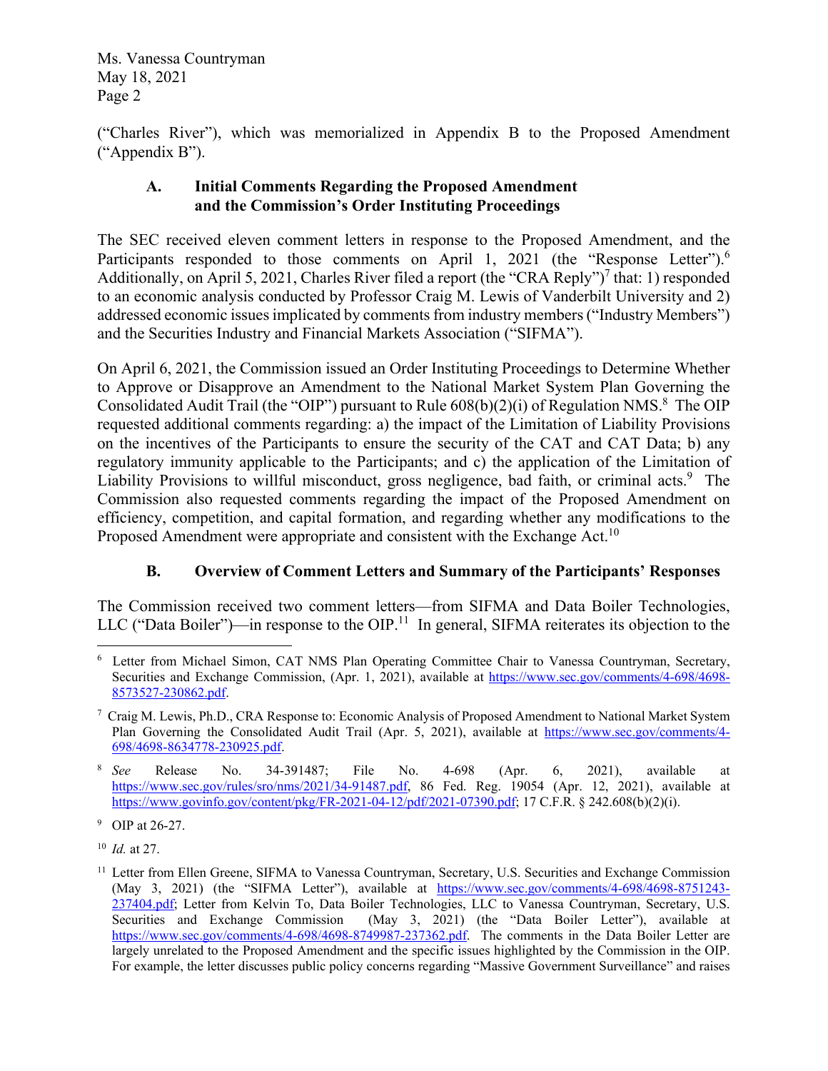("Charles River"), which was memorialized in Appendix B to the Proposed Amendment ("Appendix B").

### A. Initial Comments Regarding the Proposed Amendment and the Commission's Order Instituting Proceedings

The SEC received eleven comment letters in response to the Proposed Amendment, and the Participants responded to those comments on April 1, 2021 (the "Response Letter").[6] Additionally, on April 5, 2021, Charles River filed a report (the "CRA Reply")[7] that: 1) responded to an economic analysis conducted by Professor Craig M. Lewis of Vanderbilt University and 2) addressed economic issues implicated by comments from industry members ("Industry Members") and the Securities Industry and Financial Markets Association ("SIFMA").

On April 6, 2021, the Commission issued an Order Instituting Proceedings to Determine Whether to Approve or Disapprove an Amendment to the National Market System Plan Governing the Consolidated Audit Trail (the "OIP") pursuant to Rule 608(b)(2)(i) of Regulation NMS.[8] The OIP requested additional comments regarding: a) the impact of the Limitation of Liability Provisions on the incentives of the Participants to ensure the security of the CAT and CAT Data; b) any regulatory immunity applicable to the Participants; and c) the application of the Limitation of Liability Provisions to willful misconduct, gross negligence, bad faith, or criminal acts.[9] The Commission also requested comments regarding the impact of the Proposed Amendment on efficiency, competition, and capital formation, and regarding whether any modifications to the Proposed Amendment were appropriate and consistent with the Exchange Act.[10]

### B. Overview of Comment Letters and Summary of the Participants' Responses

The Commission received two comment letters—from SIFMA and Data Boiler Technologies, LLC ("Data Boiler")—in response to the OIP.[11] In general, SIFMA reiterates its objection to the

---

[6] Letter from Michael Simon, CAT NMS Plan Operating Committee Chair to Vanessa Countryman, Secretary, Securities and Exchange Commission, (Apr. 1, 2021), available at https://www.sec.gov/comments/4-698/4698-8573527-230862.pdf.

[7] Craig M. Lewis, Ph.D., CRA Response to: Economic Analysis of Proposed Amendment to National Market System Plan Governing the Consolidated Audit Trail (Apr. 5, 2021), available at https://www.sec.gov/comments/4-698/4698-8634778-230925.pdf.

[8] *See* Release No. 34-391487; File No. 4-698 (Apr. 6, 2021), available at https://www.sec.gov/rules/sro/nms/2021/34-91487.pdf, 86 Fed. Reg. 19054 (Apr. 12, 2021), available at https://www.govinfo.gov/content/pkg/FR-2021-04-12/pdf/2021-07390.pdf; 17 C.F.R. § 242.608(b)(2)(i).

[9] OIP at 26-27.

[10] *Id.* at 27.

[11] Letter from Ellen Greene, SIFMA to Vanessa Countryman, Secretary, U.S. Securities and Exchange Commission (May 3, 2021) (the "SIFMA Letter"), available at https://www.sec.gov/comments/4-698/4698-8751243-237404.pdf; Letter from Kelvin To, Data Boiler Technologies, LLC to Vanessa Countryman, Secretary, U.S. Securities and Exchange Commission (May 3, 2021) (the "Data Boiler Letter"), available at https://www.sec.gov/comments/4-698/4698-8749987-237362.pdf. The comments in the Data Boiler Letter are largely unrelated to the Proposed Amendment and the specific issues highlighted by the Commission in the OIP. For example, the letter discusses public policy concerns regarding "Massive Government Surveillance" and raises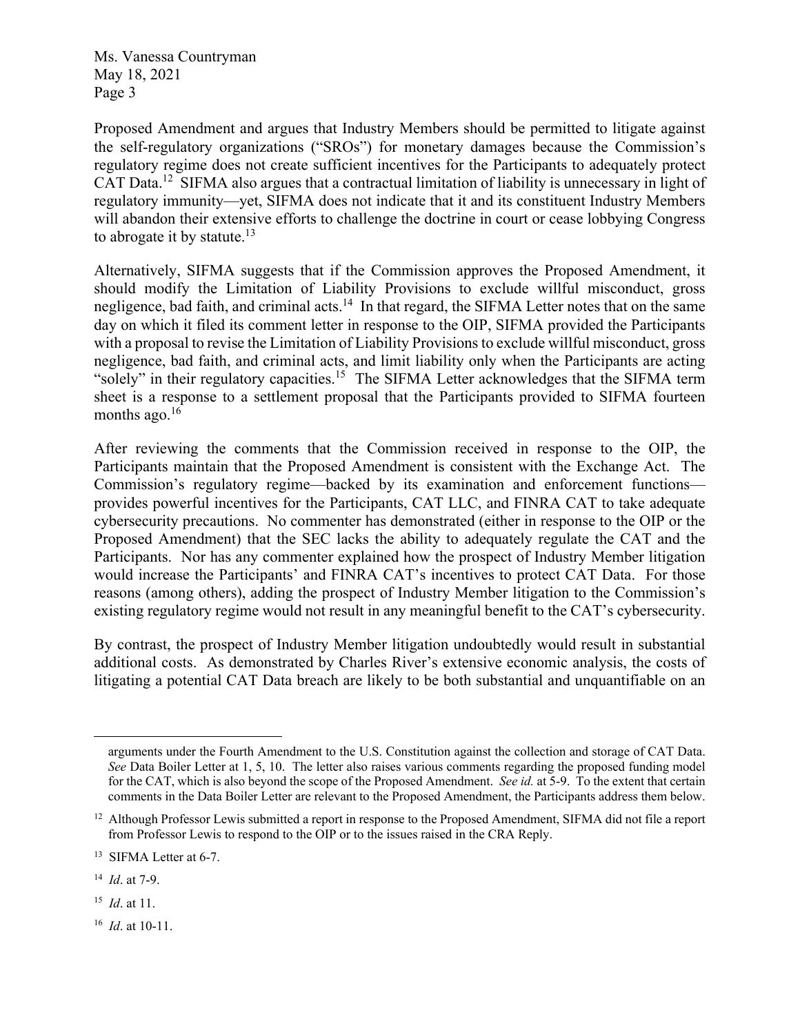Proposed Amendment and argues that Industry Members should be permitted to litigate against the self-regulatory organizations ("SROs") for monetary damages because the Commission's regulatory regime does not create sufficient incentives for the Participants to adequately protect CAT Data.[12] SIFMA also argues that a contractual limitation of liability is unnecessary in light of regulatory immunity—yet, SIFMA does not indicate that it and its constituent Industry Members will abandon their extensive efforts to challenge the doctrine in court or cease lobbying Congress to abrogate it by statute.[13]

Alternatively, SIFMA suggests that if the Commission approves the Proposed Amendment, it should modify the Limitation of Liability Provisions to exclude willful misconduct, gross negligence, bad faith, and criminal acts.[14] In that regard, the SIFMA Letter notes that on the same day on which it filed its comment letter in response to the OIP, SIFMA provided the Participants with a proposal to revise the Limitation of Liability Provisions to exclude willful misconduct, gross negligence, bad faith, and criminal acts, and limit liability only when the Participants are acting "solely" in their regulatory capacities.[15] The SIFMA Letter acknowledges that the SIFMA term sheet is a response to a settlement proposal that the Participants provided to SIFMA fourteen months ago.[16]

After reviewing the comments that the Commission received in response to the OIP, the Participants maintain that the Proposed Amendment is consistent with the Exchange Act. The Commission's regulatory regime—backed by its examination and enforcement functions—provides powerful incentives for the Participants, CAT LLC, and FINRA CAT to take adequate cybersecurity precautions. No commenter has demonstrated (either in response to the OIP or the Proposed Amendment) that the SEC lacks the ability to adequately regulate the CAT and the Participants. Nor has any commenter explained how the prospect of Industry Member litigation would increase the Participants' and FINRA CAT's incentives to protect CAT Data. For those reasons (among others), adding the prospect of Industry Member litigation to the Commission's existing regulatory regime would not result in any meaningful benefit to the CAT's cybersecurity.

By contrast, the prospect of Industry Member litigation undoubtedly would result in substantial additional costs. As demonstrated by Charles River's extensive economic analysis, the costs of litigating a potential CAT Data breach are likely to be both substantial and unquantifiable on an

---

arguments under the Fourth Amendment to the U.S. Constitution against the collection and storage of CAT Data. *See* Data Boiler Letter at 1, 5, 10. The letter also raises various comments regarding the proposed funding model for the CAT, which is also beyond the scope of the Proposed Amendment. *See id.* at 5-9. To the extent that certain comments in the Data Boiler Letter are relevant to the Proposed Amendment, the Participants address them below.

[12] Although Professor Lewis submitted a report in response to the Proposed Amendment, SIFMA did not file a report from Professor Lewis to respond to the OIP or to the issues raised in the CRA Reply.

[13] SIFMA Letter at 6-7.

[14] *Id*. at 7-9.

[15] *Id*. at 11.

[16] *Id*. at 10-11.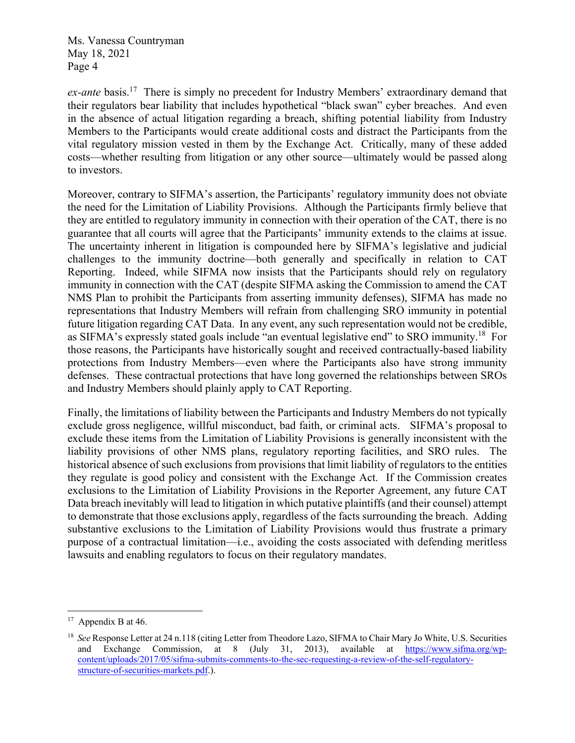*ex-ante* basis.[17] There is simply no precedent for Industry Members' extraordinary demand that their regulators bear liability that includes hypothetical "black swan" cyber breaches. And even in the absence of actual litigation regarding a breach, shifting potential liability from Industry Members to the Participants would create additional costs and distract the Participants from the vital regulatory mission vested in them by the Exchange Act. Critically, many of these added costs—whether resulting from litigation or any other source—ultimately would be passed along to investors.

Moreover, contrary to SIFMA's assertion, the Participants' regulatory immunity does not obviate the need for the Limitation of Liability Provisions. Although the Participants firmly believe that they are entitled to regulatory immunity in connection with their operation of the CAT, there is no guarantee that all courts will agree that the Participants' immunity extends to the claims at issue. The uncertainty inherent in litigation is compounded here by SIFMA's legislative and judicial challenges to the immunity doctrine—both generally and specifically in relation to CAT Reporting. Indeed, while SIFMA now insists that the Participants should rely on regulatory immunity in connection with the CAT (despite SIFMA asking the Commission to amend the CAT NMS Plan to prohibit the Participants from asserting immunity defenses), SIFMA has made no representations that Industry Members will refrain from challenging SRO immunity in potential future litigation regarding CAT Data. In any event, any such representation would not be credible, as SIFMA's expressly stated goals include "an eventual legislative end" to SRO immunity.[18] For those reasons, the Participants have historically sought and received contractually-based liability protections from Industry Members—even where the Participants also have strong immunity defenses. These contractual protections that have long governed the relationships between SROs and Industry Members should plainly apply to CAT Reporting.

Finally, the limitations of liability between the Participants and Industry Members do not typically exclude gross negligence, willful misconduct, bad faith, or criminal acts. SIFMA's proposal to exclude these items from the Limitation of Liability Provisions is generally inconsistent with the liability provisions of other NMS plans, regulatory reporting facilities, and SRO rules. The historical absence of such exclusions from provisions that limit liability of regulators to the entities they regulate is good policy and consistent with the Exchange Act. If the Commission creates exclusions to the Limitation of Liability Provisions in the Reporter Agreement, any future CAT Data breach inevitably will lead to litigation in which putative plaintiffs (and their counsel) attempt to demonstrate that those exclusions apply, regardless of the facts surrounding the breach. Adding substantive exclusions to the Limitation of Liability Provisions would thus frustrate a primary purpose of a contractual limitation—i.e., avoiding the costs associated with defending meritless lawsuits and enabling regulators to focus on their regulatory mandates.

---

[17] Appendix B at 46.

[18] *See* Response Letter at 24 n.118 (citing Letter from Theodore Lazo, SIFMA to Chair Mary Jo White, U.S. Securities and Exchange Commission, at 8 (July 31, 2013), available at https://www.sifma.org/wp-content/uploads/2017/05/sifma-submits-comments-to-the-sec-requesting-a-review-of-the-self-regulatory-structure-of-securities-markets.pdf.).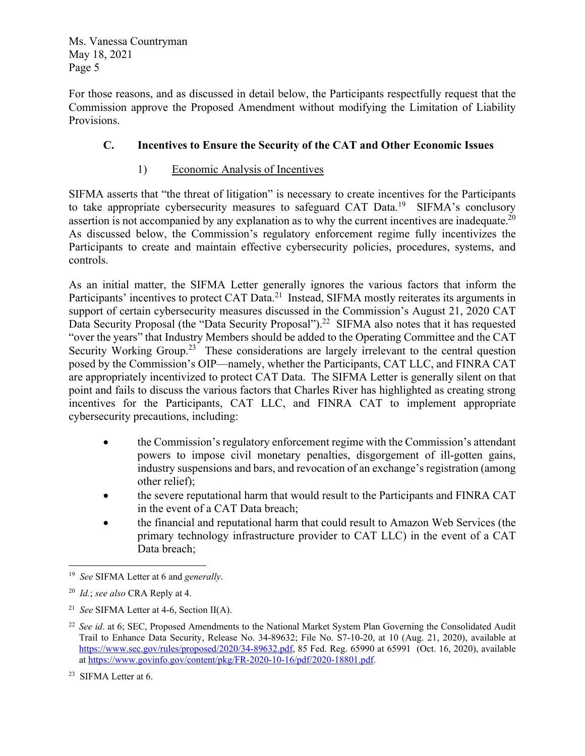For those reasons, and as discussed in detail below, the Participants respectfully request that the Commission approve the Proposed Amendment without modifying the Limitation of Liability Provisions.

### C. Incentives to Ensure the Security of the CAT and Other Economic Issues

#### 1) Economic Analysis of Incentives

SIFMA asserts that "the threat of litigation" is necessary to create incentives for the Participants to take appropriate cybersecurity measures to safeguard CAT Data.[19] SIFMA's conclusory assertion is not accompanied by any explanation as to why the current incentives are inadequate.[20] As discussed below, the Commission's regulatory enforcement regime fully incentivizes the Participants to create and maintain effective cybersecurity policies, procedures, systems, and controls.

As an initial matter, the SIFMA Letter generally ignores the various factors that inform the Participants' incentives to protect CAT Data.[21] Instead, SIFMA mostly reiterates its arguments in support of certain cybersecurity measures discussed in the Commission's August 21, 2020 CAT Data Security Proposal (the "Data Security Proposal").[22] SIFMA also notes that it has requested "over the years" that Industry Members should be added to the Operating Committee and the CAT Security Working Group.[23] These considerations are largely irrelevant to the central question posed by the Commission's OIP—namely, whether the Participants, CAT LLC, and FINRA CAT are appropriately incentivized to protect CAT Data. The SIFMA Letter is generally silent on that point and fails to discuss the various factors that Charles River has highlighted as creating strong incentives for the Participants, CAT LLC, and FINRA CAT to implement appropriate cybersecurity precautions, including:

- the Commission's regulatory enforcement regime with the Commission's attendant powers to impose civil monetary penalties, disgorgement of ill-gotten gains, industry suspensions and bars, and revocation of an exchange's registration (among other relief);
- the severe reputational harm that would result to the Participants and FINRA CAT in the event of a CAT Data breach;
- the financial and reputational harm that could result to Amazon Web Services (the primary technology infrastructure provider to CAT LLC) in the event of a CAT Data breach;

---

[19] *See* SIFMA Letter at 6 and *generally*.

[20] *Id.*; *see also* CRA Reply at 4.

[21] *See* SIFMA Letter at 4-6, Section II(A).

[22] *See id*. at 6; SEC, Proposed Amendments to the National Market System Plan Governing the Consolidated Audit Trail to Enhance Data Security, Release No. 34-89632; File No. S7-10-20, at 10 (Aug. 21, 2020), available at https://www.sec.gov/rules/proposed/2020/34-89632.pdf, 85 Fed. Reg. 65990 at 65991 (Oct. 16, 2020), available at https://www.govinfo.gov/content/pkg/FR-2020-10-16/pdf/2020-18801.pdf.

[23] SIFMA Letter at 6.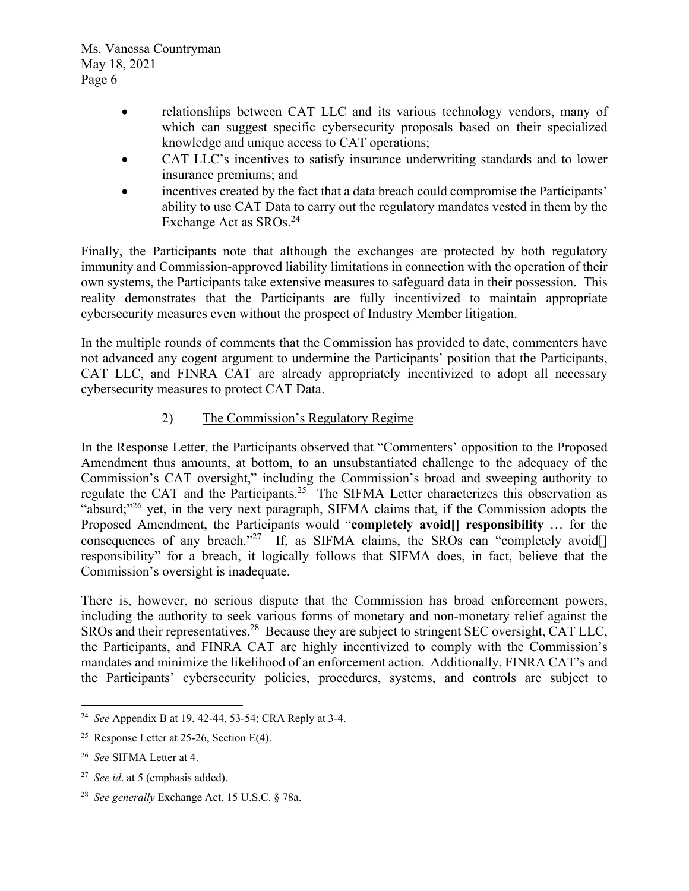- relationships between CAT LLC and its various technology vendors, many of which can suggest specific cybersecurity proposals based on their specialized knowledge and unique access to CAT operations;
- CAT LLC's incentives to satisfy insurance underwriting standards and to lower insurance premiums; and
- incentives created by the fact that a data breach could compromise the Participants' ability to use CAT Data to carry out the regulatory mandates vested in them by the Exchange Act as SROs.[24]

Finally, the Participants note that although the exchanges are protected by both regulatory immunity and Commission-approved liability limitations in connection with the operation of their own systems, the Participants take extensive measures to safeguard data in their possession. This reality demonstrates that the Participants are fully incentivized to maintain appropriate cybersecurity measures even without the prospect of Industry Member litigation.

In the multiple rounds of comments that the Commission has provided to date, commenters have not advanced any cogent argument to undermine the Participants' position that the Participants, CAT LLC, and FINRA CAT are already appropriately incentivized to adopt all necessary cybersecurity measures to protect CAT Data.

2) <u>The Commission's Regulatory Regime</u>

In the Response Letter, the Participants observed that "Commenters' opposition to the Proposed Amendment thus amounts, at bottom, to an unsubstantiated challenge to the adequacy of the Commission's CAT oversight," including the Commission's broad and sweeping authority to regulate the CAT and the Participants.[25] The SIFMA Letter characterizes this observation as "absurd;"[26] yet, in the very next paragraph, SIFMA claims that, if the Commission adopts the Proposed Amendment, the Participants would "**completely avoid[] responsibility** … for the consequences of any breach."[27] If, as SIFMA claims, the SROs can "completely avoid[] responsibility" for a breach, it logically follows that SIFMA does, in fact, believe that the Commission's oversight is inadequate.

There is, however, no serious dispute that the Commission has broad enforcement powers, including the authority to seek various forms of monetary and non-monetary relief against the SROs and their representatives.[28] Because they are subject to stringent SEC oversight, CAT LLC, the Participants, and FINRA CAT are highly incentivized to comply with the Commission's mandates and minimize the likelihood of an enforcement action. Additionally, FINRA CAT's and the Participants' cybersecurity policies, procedures, systems, and controls are subject to

---

[24] *See* Appendix B at 19, 42-44, 53-54; CRA Reply at 3-4.

[25] Response Letter at 25-26, Section E(4).

[26] *See* SIFMA Letter at 4.

[27] *See id*. at 5 (emphasis added).

[28] *See generally* Exchange Act, 15 U.S.C. § 78a.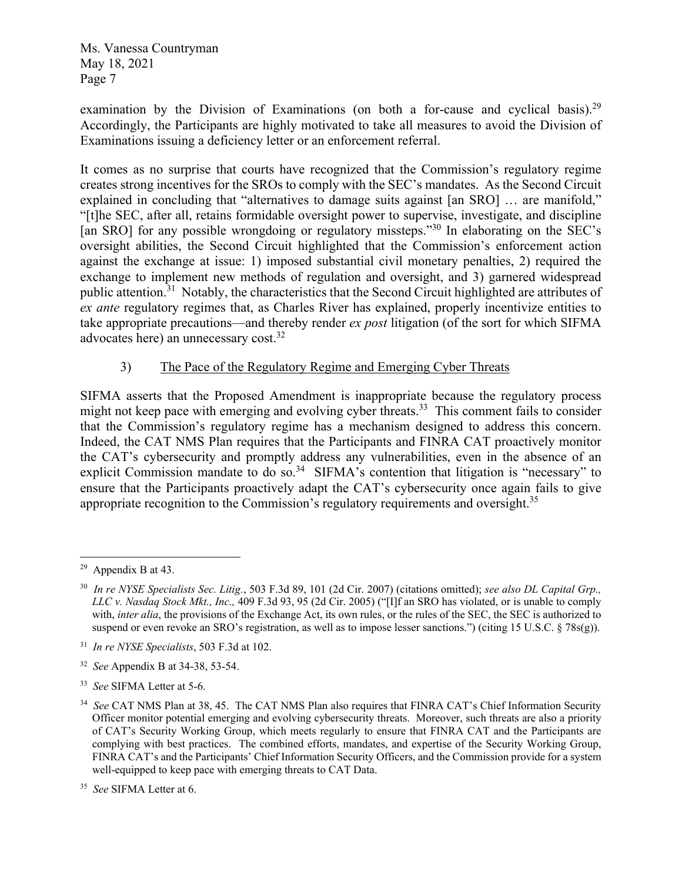examination by the Division of Examinations (on both a for-cause and cyclical basis).[29] Accordingly, the Participants are highly motivated to take all measures to avoid the Division of Examinations issuing a deficiency letter or an enforcement referral.

It comes as no surprise that courts have recognized that the Commission's regulatory regime creates strong incentives for the SROs to comply with the SEC's mandates. As the Second Circuit explained in concluding that "alternatives to damage suits against [an SRO] … are manifold," "[t]he SEC, after all, retains formidable oversight power to supervise, investigate, and discipline [an SRO] for any possible wrongdoing or regulatory missteps."[30] In elaborating on the SEC's oversight abilities, the Second Circuit highlighted that the Commission's enforcement action against the exchange at issue: 1) imposed substantial civil monetary penalties, 2) required the exchange to implement new methods of regulation and oversight, and 3) garnered widespread public attention.[31] Notably, the characteristics that the Second Circuit highlighted are attributes of *ex ante* regulatory regimes that, as Charles River has explained, properly incentivize entities to take appropriate precautions—and thereby render *ex post* litigation (of the sort for which SIFMA advocates here) an unnecessary cost.[32]

3) <u>The Pace of the Regulatory Regime and Emerging Cyber Threats</u>

SIFMA asserts that the Proposed Amendment is inappropriate because the regulatory process might not keep pace with emerging and evolving cyber threats.[33] This comment fails to consider that the Commission's regulatory regime has a mechanism designed to address this concern. Indeed, the CAT NMS Plan requires that the Participants and FINRA CAT proactively monitor the CAT's cybersecurity and promptly address any vulnerabilities, even in the absence of an explicit Commission mandate to do so.[34] SIFMA's contention that litigation is "necessary" to ensure that the Participants proactively adapt the CAT's cybersecurity once again fails to give appropriate recognition to the Commission's regulatory requirements and oversight.[35]

---

[29] Appendix B at 43.

[30] *In re NYSE Specialists Sec. Litig.*, 503 F.3d 89, 101 (2d Cir. 2007) (citations omitted); *see also DL Capital Grp., LLC v. Nasdaq Stock Mkt., Inc.,* 409 F.3d 93, 95 (2d Cir. 2005) ("[I]f an SRO has violated, or is unable to comply with, *inter alia*, the provisions of the Exchange Act, its own rules, or the rules of the SEC, the SEC is authorized to suspend or even revoke an SRO's registration, as well as to impose lesser sanctions.") (citing 15 U.S.C. § 78s(g)).

[31] *In re NYSE Specialists*, 503 F.3d at 102.

[32] *See* Appendix B at 34-38, 53-54.

[33] *See* SIFMA Letter at 5-6.

[34] *See* CAT NMS Plan at 38, 45. The CAT NMS Plan also requires that FINRA CAT's Chief Information Security Officer monitor potential emerging and evolving cybersecurity threats. Moreover, such threats are also a priority of CAT's Security Working Group, which meets regularly to ensure that FINRA CAT and the Participants are complying with best practices. The combined efforts, mandates, and expertise of the Security Working Group, FINRA CAT's and the Participants' Chief Information Security Officers, and the Commission provide for a system well-equipped to keep pace with emerging threats to CAT Data.

[35] *See* SIFMA Letter at 6.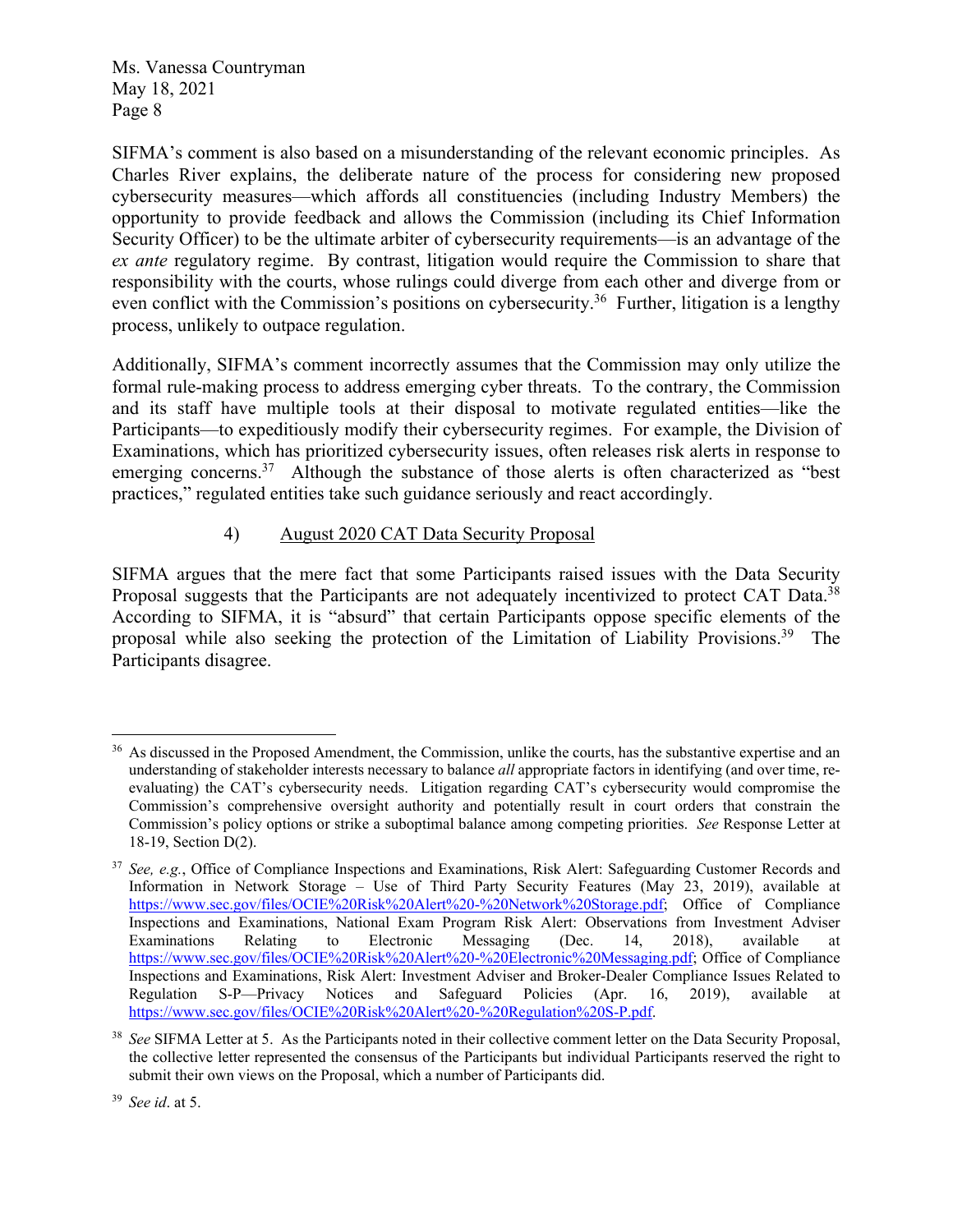SIFMA's comment is also based on a misunderstanding of the relevant economic principles. As Charles River explains, the deliberate nature of the process for considering new proposed cybersecurity measures—which affords all constituencies (including Industry Members) the opportunity to provide feedback and allows the Commission (including its Chief Information Security Officer) to be the ultimate arbiter of cybersecurity requirements—is an advantage of the *ex ante* regulatory regime. By contrast, litigation would require the Commission to share that responsibility with the courts, whose rulings could diverge from each other and diverge from or even conflict with the Commission's positions on cybersecurity.[36] Further, litigation is a lengthy process, unlikely to outpace regulation.

Additionally, SIFMA's comment incorrectly assumes that the Commission may only utilize the formal rule-making process to address emerging cyber threats. To the contrary, the Commission and its staff have multiple tools at their disposal to motivate regulated entities—like the Participants—to expeditiously modify their cybersecurity regimes. For example, the Division of Examinations, which has prioritized cybersecurity issues, often releases risk alerts in response to emerging concerns.[37] Although the substance of those alerts is often characterized as "best practices," regulated entities take such guidance seriously and react accordingly.

4) <u>August 2020 CAT Data Security Proposal</u>

SIFMA argues that the mere fact that some Participants raised issues with the Data Security Proposal suggests that the Participants are not adequately incentivized to protect CAT Data.[38] According to SIFMA, it is "absurd" that certain Participants oppose specific elements of the proposal while also seeking the protection of the Limitation of Liability Provisions.[39] The Participants disagree.

---

[36] As discussed in the Proposed Amendment, the Commission, unlike the courts, has the substantive expertise and an understanding of stakeholder interests necessary to balance *all* appropriate factors in identifying (and over time, re-evaluating) the CAT's cybersecurity needs. Litigation regarding CAT's cybersecurity would compromise the Commission's comprehensive oversight authority and potentially result in court orders that constrain the Commission's policy options or strike a suboptimal balance among competing priorities. *See* Response Letter at 18-19, Section D(2).

[37] *See, e.g.*, Office of Compliance Inspections and Examinations, Risk Alert: Safeguarding Customer Records and Information in Network Storage – Use of Third Party Security Features (May 23, 2019), available at https://www.sec.gov/files/OCIE%20Risk%20Alert%20-%20Network%20Storage.pdf; Office of Compliance Inspections and Examinations, National Exam Program Risk Alert: Observations from Investment Adviser Examinations Relating to Electronic Messaging (Dec. 14, 2018), available at https://www.sec.gov/files/OCIE%20Risk%20Alert%20-%20Electronic%20Messaging.pdf; Office of Compliance Inspections and Examinations, Risk Alert: Investment Adviser and Broker-Dealer Compliance Issues Related to Regulation S-P—Privacy Notices and Safeguard Policies (Apr. 16, 2019), available at https://www.sec.gov/files/OCIE%20Risk%20Alert%20-%20Regulation%20S-P.pdf.

[38] *See* SIFMA Letter at 5. As the Participants noted in their collective comment letter on the Data Security Proposal, the collective letter represented the consensus of the Participants but individual Participants reserved the right to submit their own views on the Proposal, which a number of Participants did.

[39] *See id*. at 5.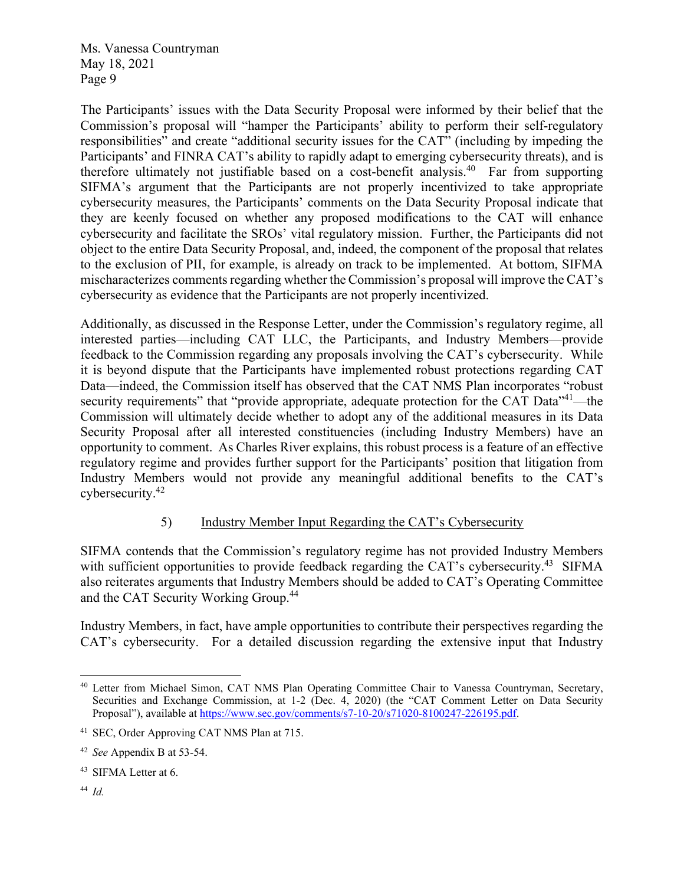The Participants' issues with the Data Security Proposal were informed by their belief that the Commission's proposal will "hamper the Participants' ability to perform their self-regulatory responsibilities" and create "additional security issues for the CAT" (including by impeding the Participants' and FINRA CAT's ability to rapidly adapt to emerging cybersecurity threats), and is therefore ultimately not justifiable based on a cost-benefit analysis.[40] Far from supporting SIFMA's argument that the Participants are not properly incentivized to take appropriate cybersecurity measures, the Participants' comments on the Data Security Proposal indicate that they are keenly focused on whether any proposed modifications to the CAT will enhance cybersecurity and facilitate the SROs' vital regulatory mission. Further, the Participants did not object to the entire Data Security Proposal, and, indeed, the component of the proposal that relates to the exclusion of PII, for example, is already on track to be implemented. At bottom, SIFMA mischaracterizes comments regarding whether the Commission's proposal will improve the CAT's cybersecurity as evidence that the Participants are not properly incentivized.

Additionally, as discussed in the Response Letter, under the Commission's regulatory regime, all interested parties—including CAT LLC, the Participants, and Industry Members—provide feedback to the Commission regarding any proposals involving the CAT's cybersecurity. While it is beyond dispute that the Participants have implemented robust protections regarding CAT Data—indeed, the Commission itself has observed that the CAT NMS Plan incorporates "robust security requirements" that "provide appropriate, adequate protection for the CAT Data"[41]—the Commission will ultimately decide whether to adopt any of the additional measures in its Data Security Proposal after all interested constituencies (including Industry Members) have an opportunity to comment. As Charles River explains, this robust process is a feature of an effective regulatory regime and provides further support for the Participants' position that litigation from Industry Members would not provide any meaningful additional benefits to the CAT's cybersecurity.[42]

5) Industry Member Input Regarding the CAT's Cybersecurity

SIFMA contends that the Commission's regulatory regime has not provided Industry Members with sufficient opportunities to provide feedback regarding the CAT's cybersecurity.[43] SIFMA also reiterates arguments that Industry Members should be added to CAT's Operating Committee and the CAT Security Working Group.[44]

Industry Members, in fact, have ample opportunities to contribute their perspectives regarding the CAT's cybersecurity. For a detailed discussion regarding the extensive input that Industry

---

[40] Letter from Michael Simon, CAT NMS Plan Operating Committee Chair to Vanessa Countryman, Secretary, Securities and Exchange Commission, at 1-2 (Dec. 4, 2020) (the "CAT Comment Letter on Data Security Proposal"), available at https://www.sec.gov/comments/s7-10-20/s71020-8100247-226195.pdf.

[41] SEC, Order Approving CAT NMS Plan at 715.

[42] *See* Appendix B at 53-54.

[43] SIFMA Letter at 6.

[44] *Id.*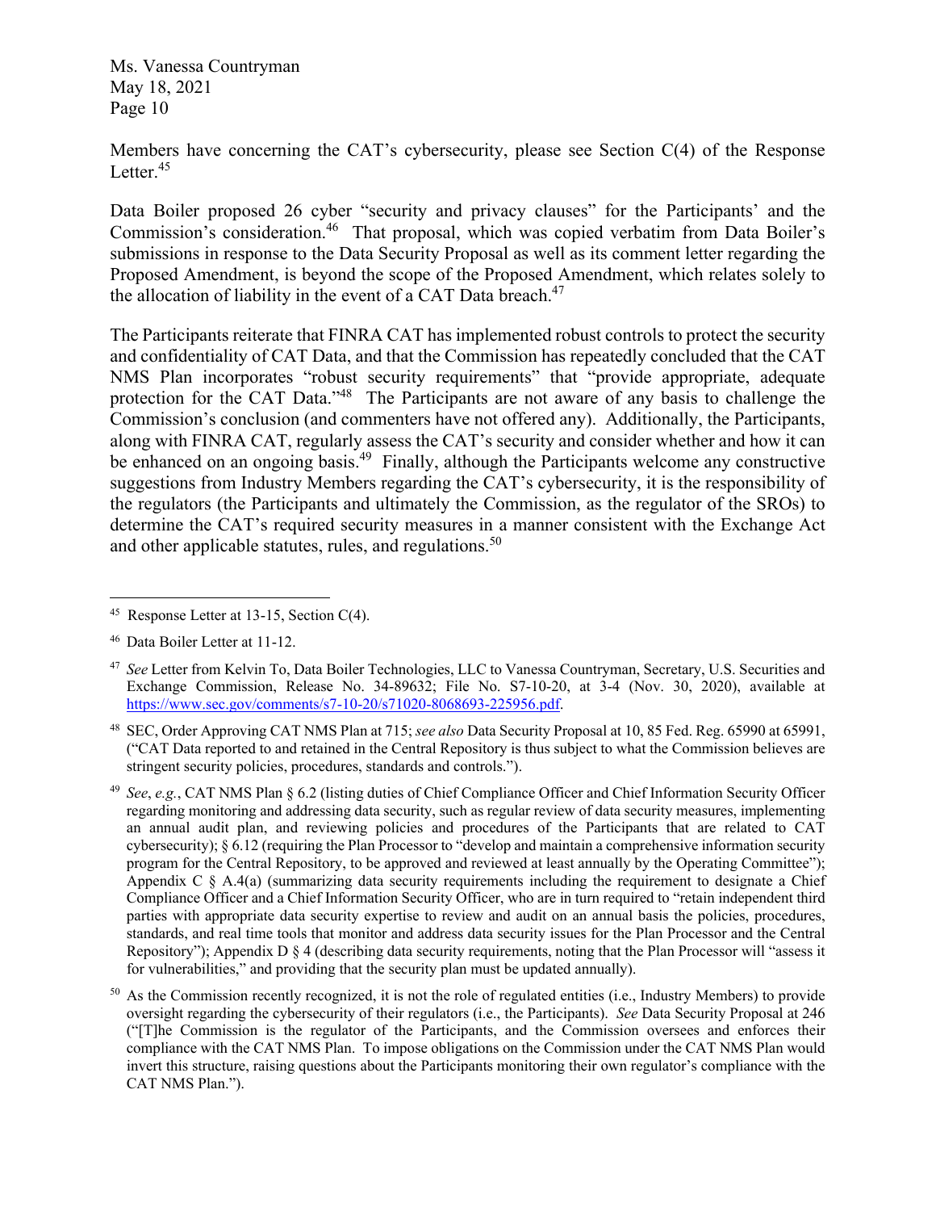Members have concerning the CAT's cybersecurity, please see Section C(4) of the Response Letter.[45]

Data Boiler proposed 26 cyber "security and privacy clauses" for the Participants' and the Commission's consideration.[46] That proposal, which was copied verbatim from Data Boiler's submissions in response to the Data Security Proposal as well as its comment letter regarding the Proposed Amendment, is beyond the scope of the Proposed Amendment, which relates solely to the allocation of liability in the event of a CAT Data breach.[47]

The Participants reiterate that FINRA CAT has implemented robust controls to protect the security and confidentiality of CAT Data, and that the Commission has repeatedly concluded that the CAT NMS Plan incorporates "robust security requirements" that "provide appropriate, adequate protection for the CAT Data."[48] The Participants are not aware of any basis to challenge the Commission's conclusion (and commenters have not offered any). Additionally, the Participants, along with FINRA CAT, regularly assess the CAT's security and consider whether and how it can be enhanced on an ongoing basis.[49] Finally, although the Participants welcome any constructive suggestions from Industry Members regarding the CAT's cybersecurity, it is the responsibility of the regulators (the Participants and ultimately the Commission, as the regulator of the SROs) to determine the CAT's required security measures in a manner consistent with the Exchange Act and other applicable statutes, rules, and regulations.[50]

---

[45] Response Letter at 13-15, Section C(4).

[46] Data Boiler Letter at 11-12.

[47] *See* Letter from Kelvin To, Data Boiler Technologies, LLC to Vanessa Countryman, Secretary, U.S. Securities and Exchange Commission, Release No. 34-89632; File No. S7-10-20, at 3-4 (Nov. 30, 2020), available at https://www.sec.gov/comments/s7-10-20/s71020-8068693-225956.pdf.

[48] SEC, Order Approving CAT NMS Plan at 715; *see also* Data Security Proposal at 10, 85 Fed. Reg. 65990 at 65991, ("CAT Data reported to and retained in the Central Repository is thus subject to what the Commission believes are stringent security policies, procedures, standards and controls.").

[49] *See*, *e.g.*, CAT NMS Plan § 6.2 (listing duties of Chief Compliance Officer and Chief Information Security Officer regarding monitoring and addressing data security, such as regular review of data security measures, implementing an annual audit plan, and reviewing policies and procedures of the Participants that are related to CAT cybersecurity); § 6.12 (requiring the Plan Processor to "develop and maintain a comprehensive information security program for the Central Repository, to be approved and reviewed at least annually by the Operating Committee"); Appendix C § A.4(a) (summarizing data security requirements including the requirement to designate a Chief Compliance Officer and a Chief Information Security Officer, who are in turn required to "retain independent third parties with appropriate data security expertise to review and audit on an annual basis the policies, procedures, standards, and real time tools that monitor and address data security issues for the Plan Processor and the Central Repository"); Appendix D § 4 (describing data security requirements, noting that the Plan Processor will "assess it for vulnerabilities," and providing that the security plan must be updated annually).

[50] As the Commission recently recognized, it is not the role of regulated entities (i.e., Industry Members) to provide oversight regarding the cybersecurity of their regulators (i.e., the Participants). *See* Data Security Proposal at 246 ("[T]he Commission is the regulator of the Participants, and the Commission oversees and enforces their compliance with the CAT NMS Plan. To impose obligations on the Commission under the CAT NMS Plan would invert this structure, raising questions about the Participants monitoring their own regulator's compliance with the CAT NMS Plan.").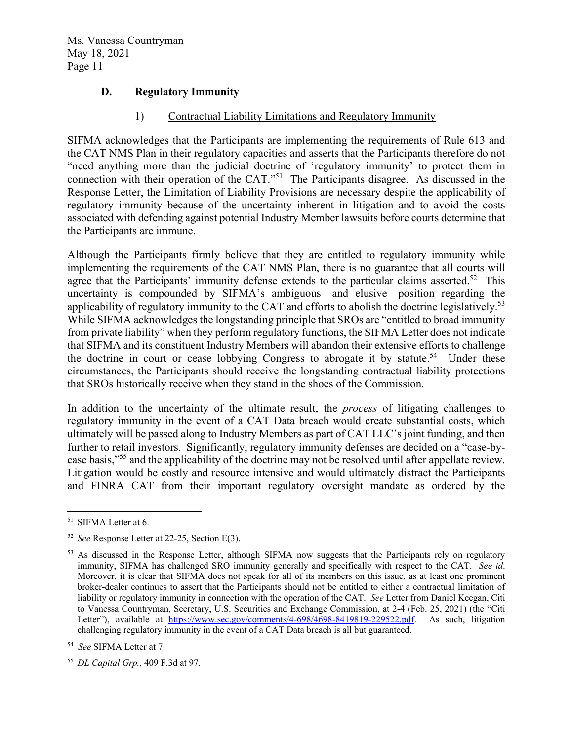### D. Regulatory Immunity

#### 1) Contractual Liability Limitations and Regulatory Immunity

SIFMA acknowledges that the Participants are implementing the requirements of Rule 613 and the CAT NMS Plan in their regulatory capacities and asserts that the Participants therefore do not "need anything more than the judicial doctrine of 'regulatory immunity' to protect them in connection with their operation of the CAT."[51] The Participants disagree. As discussed in the Response Letter, the Limitation of Liability Provisions are necessary despite the applicability of regulatory immunity because of the uncertainty inherent in litigation and to avoid the costs associated with defending against potential Industry Member lawsuits before courts determine that the Participants are immune.

Although the Participants firmly believe that they are entitled to regulatory immunity while implementing the requirements of the CAT NMS Plan, there is no guarantee that all courts will agree that the Participants' immunity defense extends to the particular claims asserted.[52] This uncertainty is compounded by SIFMA's ambiguous—and elusive—position regarding the applicability of regulatory immunity to the CAT and efforts to abolish the doctrine legislatively.[53] While SIFMA acknowledges the longstanding principle that SROs are "entitled to broad immunity from private liability" when they perform regulatory functions, the SIFMA Letter does not indicate that SIFMA and its constituent Industry Members will abandon their extensive efforts to challenge the doctrine in court or cease lobbying Congress to abrogate it by statute.[54] Under these circumstances, the Participants should receive the longstanding contractual liability protections that SROs historically receive when they stand in the shoes of the Commission.

In addition to the uncertainty of the ultimate result, the *process* of litigating challenges to regulatory immunity in the event of a CAT Data breach would create substantial costs, which ultimately will be passed along to Industry Members as part of CAT LLC's joint funding, and then further to retail investors. Significantly, regulatory immunity defenses are decided on a "case-by-case basis,"[55] and the applicability of the doctrine may not be resolved until after appellate review. Litigation would be costly and resource intensive and would ultimately distract the Participants and FINRA CAT from their important regulatory oversight mandate as ordered by the

---

[51] SIFMA Letter at 6.

[52] *See* Response Letter at 22-25, Section E(3).

[53] As discussed in the Response Letter, although SIFMA now suggests that the Participants rely on regulatory immunity, SIFMA has challenged SRO immunity generally and specifically with respect to the CAT. *See id*. Moreover, it is clear that SIFMA does not speak for all of its members on this issue, as at least one prominent broker-dealer continues to assert that the Participants should not be entitled to either a contractual limitation of liability or regulatory immunity in connection with the operation of the CAT. *See* Letter from Daniel Keegan, Citi to Vanessa Countryman, Secretary, U.S. Securities and Exchange Commission, at 2-4 (Feb. 25, 2021) (the "Citi Letter"), available at https://www.sec.gov/comments/4-698/4698-8419819-229522.pdf. As such, litigation challenging regulatory immunity in the event of a CAT Data breach is all but guaranteed.

[54] *See* SIFMA Letter at 7.

[55] *DL Capital Grp.,* 409 F.3d at 97.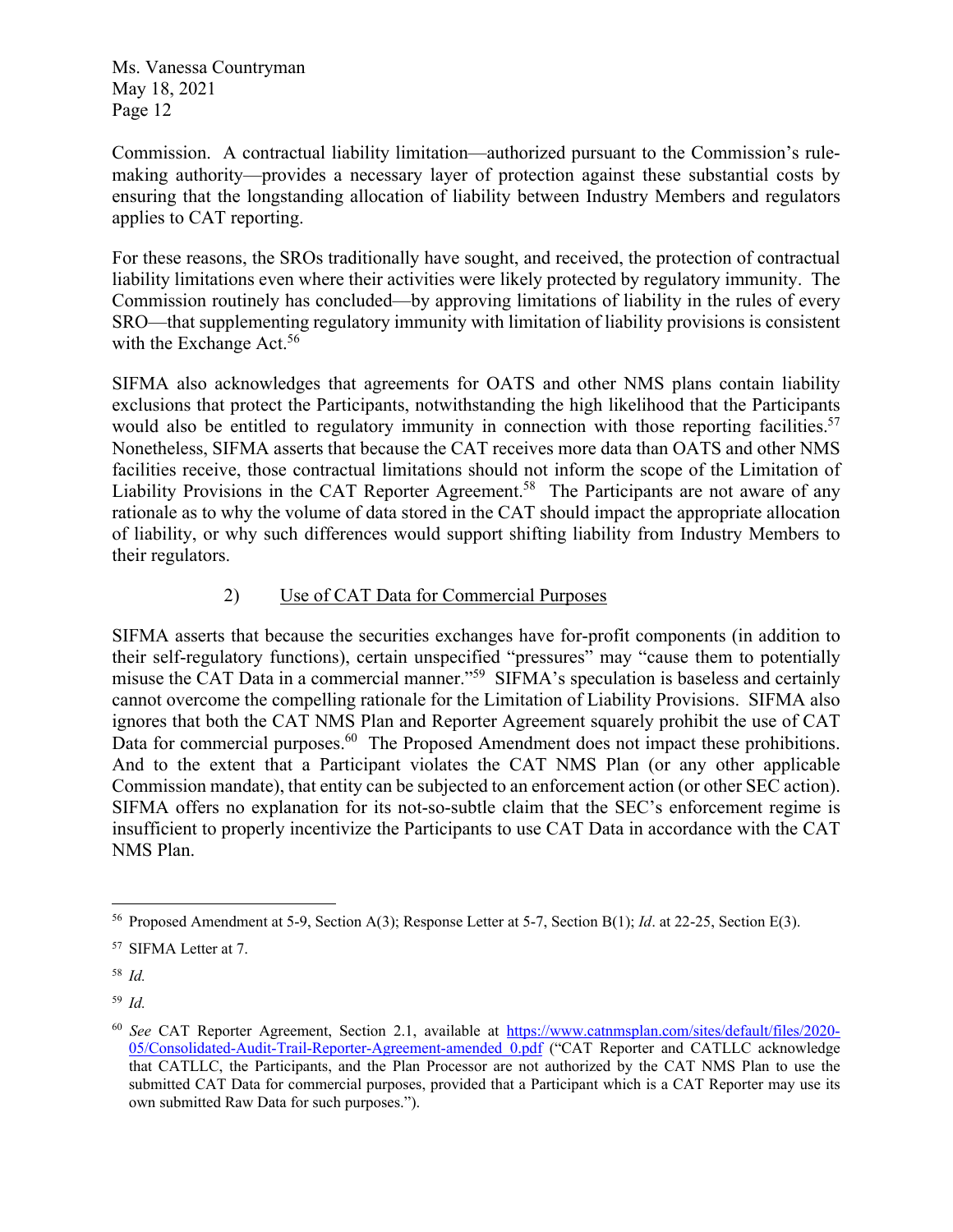Commission. A contractual liability limitation—authorized pursuant to the Commission's rule-making authority—provides a necessary layer of protection against these substantial costs by ensuring that the longstanding allocation of liability between Industry Members and regulators applies to CAT reporting.

For these reasons, the SROs traditionally have sought, and received, the protection of contractual liability limitations even where their activities were likely protected by regulatory immunity. The Commission routinely has concluded—by approving limitations of liability in the rules of every SRO—that supplementing regulatory immunity with limitation of liability provisions is consistent with the Exchange Act.[56]

SIFMA also acknowledges that agreements for OATS and other NMS plans contain liability exclusions that protect the Participants, notwithstanding the high likelihood that the Participants would also be entitled to regulatory immunity in connection with those reporting facilities.[57] Nonetheless, SIFMA asserts that because the CAT receives more data than OATS and other NMS facilities receive, those contractual limitations should not inform the scope of the Limitation of Liability Provisions in the CAT Reporter Agreement.[58] The Participants are not aware of any rationale as to why the volume of data stored in the CAT should impact the appropriate allocation of liability, or why such differences would support shifting liability from Industry Members to their regulators.

2) Use of CAT Data for Commercial Purposes

SIFMA asserts that because the securities exchanges have for-profit components (in addition to their self-regulatory functions), certain unspecified "pressures" may "cause them to potentially misuse the CAT Data in a commercial manner."[59] SIFMA's speculation is baseless and certainly cannot overcome the compelling rationale for the Limitation of Liability Provisions. SIFMA also ignores that both the CAT NMS Plan and Reporter Agreement squarely prohibit the use of CAT Data for commercial purposes.[60] The Proposed Amendment does not impact these prohibitions. And to the extent that a Participant violates the CAT NMS Plan (or any other applicable Commission mandate), that entity can be subjected to an enforcement action (or other SEC action). SIFMA offers no explanation for its not-so-subtle claim that the SEC's enforcement regime is insufficient to properly incentivize the Participants to use CAT Data in accordance with the CAT NMS Plan.

---

[56] Proposed Amendment at 5-9, Section A(3); Response Letter at 5-7, Section B(1); *Id*. at 22-25, Section E(3).

[57] SIFMA Letter at 7.

[58] *Id.*

[59] *Id.*

[60] *See* CAT Reporter Agreement, Section 2.1, available at https://www.catnmsplan.com/sites/default/files/2020-05/Consolidated-Audit-Trail-Reporter-Agreement-amended_0.pdf ("CAT Reporter and CATLLC acknowledge that CATLLC, the Participants, and the Plan Processor are not authorized by the CAT NMS Plan to use the submitted CAT Data for commercial purposes, provided that a Participant which is a CAT Reporter may use its own submitted Raw Data for such purposes.").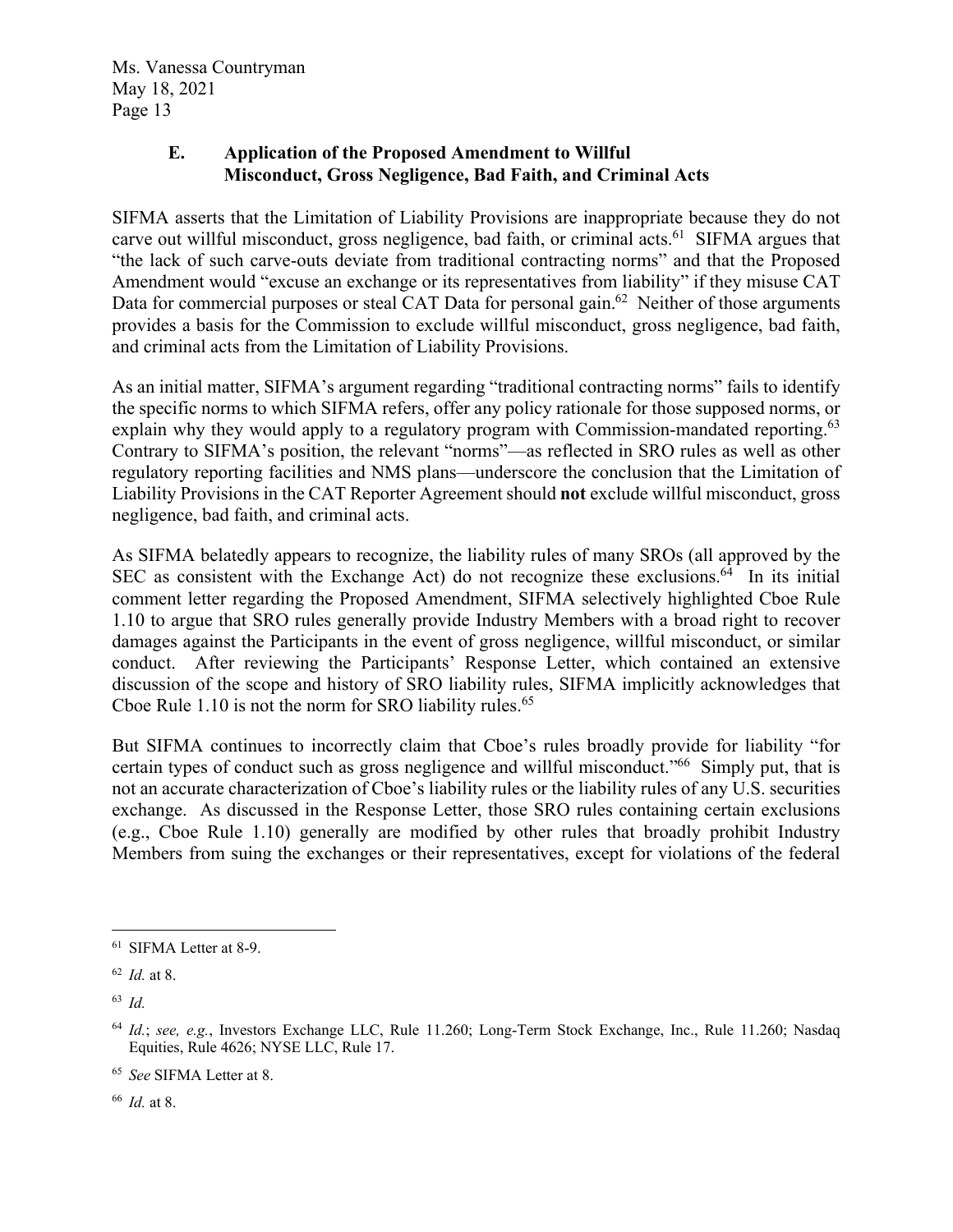Ms. Vanessa Countryman
May 18, 2021

## E. Application of the Proposed Amendment to Willful Misconduct, Gross Negligence, Bad Faith, and Criminal Acts

SIFMA asserts that the Limitation of Liability Provisions are inappropriate because they do not carve out willful misconduct, gross negligence, bad faith, or criminal acts.[61] SIFMA argues that "the lack of such carve-outs deviate from traditional contracting norms" and that the Proposed Amendment would "excuse an exchange or its representatives from liability" if they misuse CAT Data for commercial purposes or steal CAT Data for personal gain.[62] Neither of those arguments provides a basis for the Commission to exclude willful misconduct, gross negligence, bad faith, and criminal acts from the Limitation of Liability Provisions.

As an initial matter, SIFMA's argument regarding "traditional contracting norms" fails to identify the specific norms to which SIFMA refers, offer any policy rationale for those supposed norms, or explain why they would apply to a regulatory program with Commission-mandated reporting.[63] Contrary to SIFMA's position, the relevant "norms"—as reflected in SRO rules as well as other regulatory reporting facilities and NMS plans—underscore the conclusion that the Limitation of Liability Provisions in the CAT Reporter Agreement should **not** exclude willful misconduct, gross negligence, bad faith, and criminal acts.

As SIFMA belatedly appears to recognize, the liability rules of many SROs (all approved by the SEC as consistent with the Exchange Act) do not recognize these exclusions.[64] In its initial comment letter regarding the Proposed Amendment, SIFMA selectively highlighted Cboe Rule 1.10 to argue that SRO rules generally provide Industry Members with a broad right to recover damages against the Participants in the event of gross negligence, willful misconduct, or similar conduct. After reviewing the Participants' Response Letter, which contained an extensive discussion of the scope and history of SRO liability rules, SIFMA implicitly acknowledges that Cboe Rule 1.10 is not the norm for SRO liability rules.[65]

But SIFMA continues to incorrectly claim that Cboe's rules broadly provide for liability "for certain types of conduct such as gross negligence and willful misconduct."[66] Simply put, that is not an accurate characterization of Cboe's liability rules or the liability rules of any U.S. securities exchange. As discussed in the Response Letter, those SRO rules containing certain exclusions (e.g., Cboe Rule 1.10) generally are modified by other rules that broadly prohibit Industry Members from suing the exchanges or their representatives, except for violations of the federal

---

[61] SIFMA Letter at 8-9.

[62] *Id.* at 8.

[63] *Id.*

[64] *Id.*; *see, e.g.*, Investors Exchange LLC, Rule 11.260; Long-Term Stock Exchange, Inc., Rule 11.260; Nasdaq Equities, Rule 4626; NYSE LLC, Rule 17.

[65] *See* SIFMA Letter at 8.

[66] *Id.* at 8.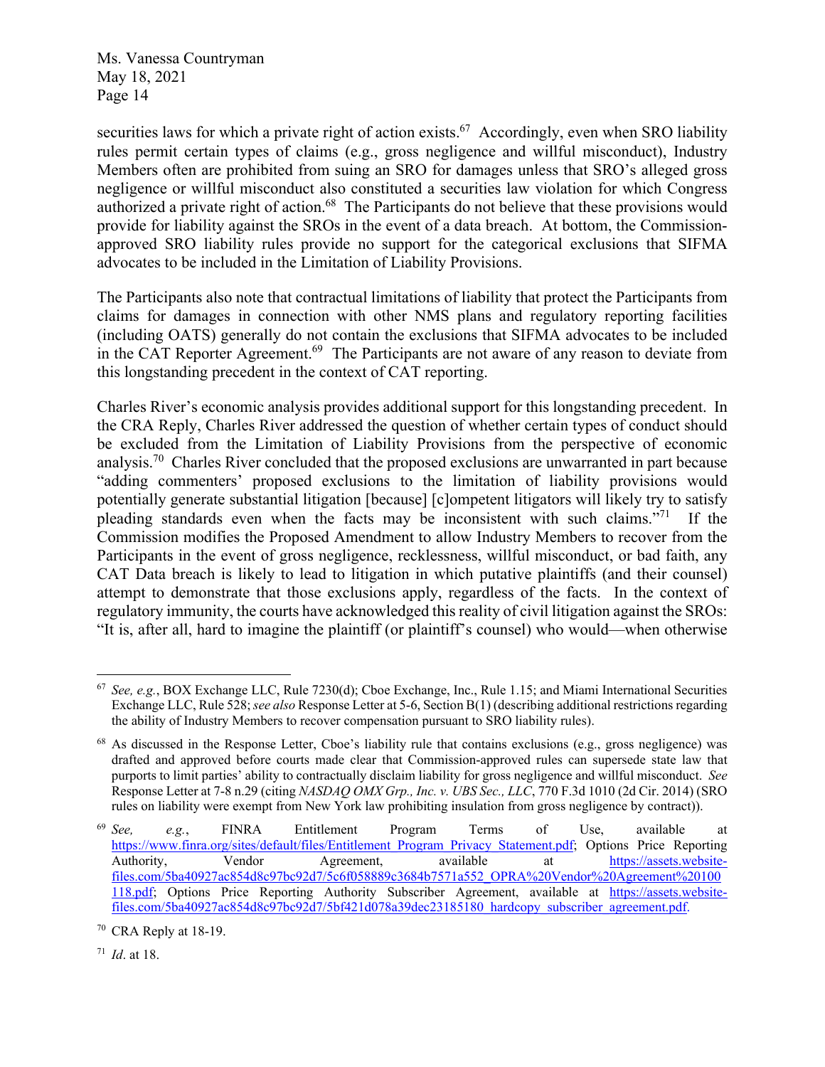securities laws for which a private right of action exists.[67] Accordingly, even when SRO liability rules permit certain types of claims (e.g., gross negligence and willful misconduct), Industry Members often are prohibited from suing an SRO for damages unless that SRO's alleged gross negligence or willful misconduct also constituted a securities law violation for which Congress authorized a private right of action.[68] The Participants do not believe that these provisions would provide for liability against the SROs in the event of a data breach. At bottom, the Commission-approved SRO liability rules provide no support for the categorical exclusions that SIFMA advocates to be included in the Limitation of Liability Provisions.

The Participants also note that contractual limitations of liability that protect the Participants from claims for damages in connection with other NMS plans and regulatory reporting facilities (including OATS) generally do not contain the exclusions that SIFMA advocates to be included in the CAT Reporter Agreement.[69] The Participants are not aware of any reason to deviate from this longstanding precedent in the context of CAT reporting.

Charles River's economic analysis provides additional support for this longstanding precedent. In the CRA Reply, Charles River addressed the question of whether certain types of conduct should be excluded from the Limitation of Liability Provisions from the perspective of economic analysis.[70] Charles River concluded that the proposed exclusions are unwarranted in part because "adding commenters' proposed exclusions to the limitation of liability provisions would potentially generate substantial litigation [because] [c]ompetent litigators will likely try to satisfy pleading standards even when the facts may be inconsistent with such claims."[71] If the Commission modifies the Proposed Amendment to allow Industry Members to recover from the Participants in the event of gross negligence, recklessness, willful misconduct, or bad faith, any CAT Data breach is likely to lead to litigation in which putative plaintiffs (and their counsel) attempt to demonstrate that those exclusions apply, regardless of the facts. In the context of regulatory immunity, the courts have acknowledged this reality of civil litigation against the SROs: "It is, after all, hard to imagine the plaintiff (or plaintiff's counsel) who would—when otherwise

---

[67] *See, e.g.*, BOX Exchange LLC, Rule 7230(d); Cboe Exchange, Inc., Rule 1.15; and Miami International Securities Exchange LLC, Rule 528; *see also* Response Letter at 5-6, Section B(1) (describing additional restrictions regarding the ability of Industry Members to recover compensation pursuant to SRO liability rules).

[68] As discussed in the Response Letter, Cboe's liability rule that contains exclusions (e.g., gross negligence) was drafted and approved before courts made clear that Commission-approved rules can supersede state law that purports to limit parties' ability to contractually disclaim liability for gross negligence and willful misconduct. *See* Response Letter at 7-8 n.29 (citing *NASDAQ OMX Grp., Inc. v. UBS Sec., LLC*, 770 F.3d 1010 (2d Cir. 2014) (SRO rules on liability were exempt from New York law prohibiting insulation from gross negligence by contract)).

[69] *See, e.g.*, FINRA Entitlement Program Terms of Use, available at https://www.finra.org/sites/default/files/Entitlement_Program_Privacy_Statement.pdf; Options Price Reporting Authority, Vendor Agreement, available at https://assets.website-files.com/5ba40927ac854d8c97bc92d7/5c6f058889c3684b7571a552_OPRA%20Vendor%20Agreement%20100118.pdf; Options Price Reporting Authority Subscriber Agreement, available at https://assets.website-files.com/5ba40927ac854d8c97bc92d7/5bf421d078a39dec23185180_hardcopy_subscriber_agreement.pdf.

[70] CRA Reply at 18-19.

[71] *Id*. at 18.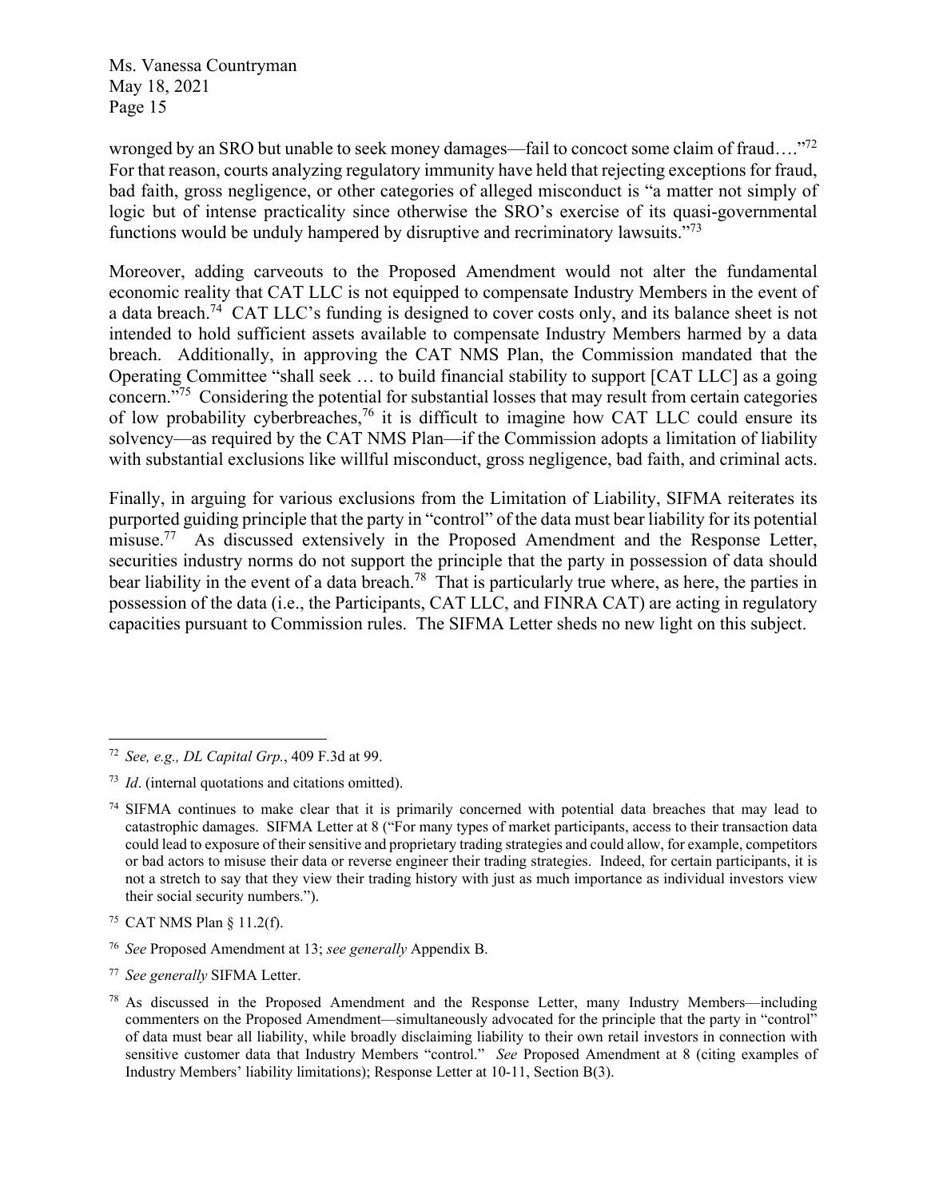wronged by an SRO but unable to seek money damages—fail to concoct some claim of fraud…."[72] For that reason, courts analyzing regulatory immunity have held that rejecting exceptions for fraud, bad faith, gross negligence, or other categories of alleged misconduct is "a matter not simply of logic but of intense practicality since otherwise the SRO's exercise of its quasi-governmental functions would be unduly hampered by disruptive and recriminatory lawsuits."[73]

Moreover, adding carveouts to the Proposed Amendment would not alter the fundamental economic reality that CAT LLC is not equipped to compensate Industry Members in the event of a data breach.[74] CAT LLC's funding is designed to cover costs only, and its balance sheet is not intended to hold sufficient assets available to compensate Industry Members harmed by a data breach. Additionally, in approving the CAT NMS Plan, the Commission mandated that the Operating Committee "shall seek … to build financial stability to support [CAT LLC] as a going concern."[75] Considering the potential for substantial losses that may result from certain categories of low probability cyberbreaches,[76] it is difficult to imagine how CAT LLC could ensure its solvency—as required by the CAT NMS Plan—if the Commission adopts a limitation of liability with substantial exclusions like willful misconduct, gross negligence, bad faith, and criminal acts.

Finally, in arguing for various exclusions from the Limitation of Liability, SIFMA reiterates its purported guiding principle that the party in "control" of the data must bear liability for its potential misuse.[77] As discussed extensively in the Proposed Amendment and the Response Letter, securities industry norms do not support the principle that the party in possession of data should bear liability in the event of a data breach.[78] That is particularly true where, as here, the parties in possession of the data (i.e., the Participants, CAT LLC, and FINRA CAT) are acting in regulatory capacities pursuant to Commission rules. The SIFMA Letter sheds no new light on this subject.

---

[72] *See, e.g., DL Capital Grp.*, 409 F.3d at 99.

[73] *Id*. (internal quotations and citations omitted).

[74] SIFMA continues to make clear that it is primarily concerned with potential data breaches that may lead to catastrophic damages. SIFMA Letter at 8 ("For many types of market participants, access to their transaction data could lead to exposure of their sensitive and proprietary trading strategies and could allow, for example, competitors or bad actors to misuse their data or reverse engineer their trading strategies. Indeed, for certain participants, it is not a stretch to say that they view their trading history with just as much importance as individual investors view their social security numbers.").

[75] CAT NMS Plan § 11.2(f).

[76] *See* Proposed Amendment at 13; *see generally* Appendix B.

[77] *See generally* SIFMA Letter.

[78] As discussed in the Proposed Amendment and the Response Letter, many Industry Members—including commenters on the Proposed Amendment—simultaneously advocated for the principle that the party in "control" of data must bear all liability, while broadly disclaiming liability to their own retail investors in connection with sensitive customer data that Industry Members "control." *See* Proposed Amendment at 8 (citing examples of Industry Members' liability limitations); Response Letter at 10-11, Section B(3).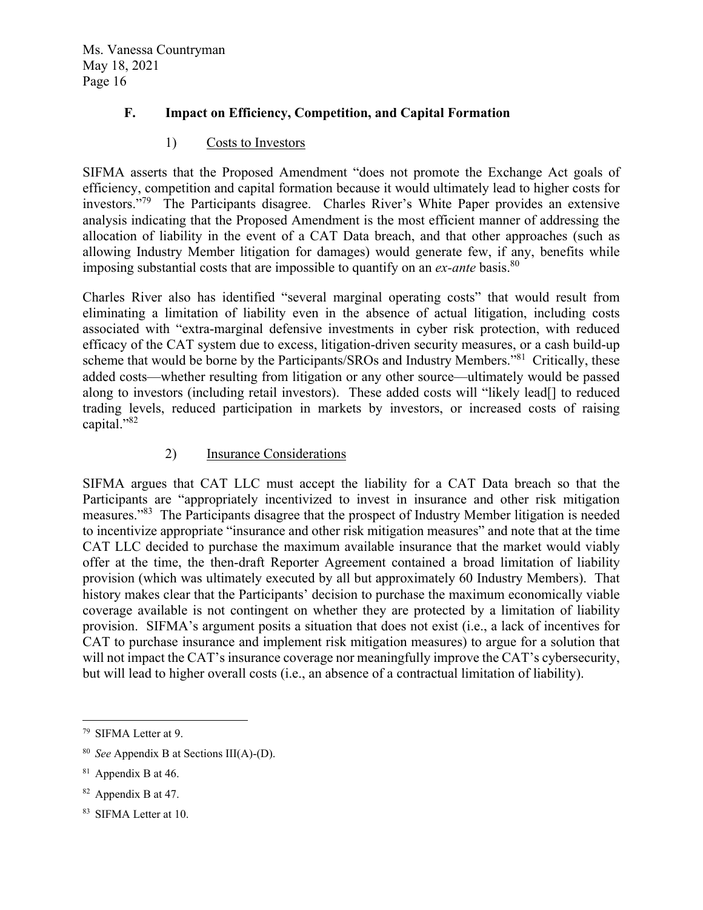### F. Impact on Efficiency, Competition, and Capital Formation

#### 1) Costs to Investors

SIFMA asserts that the Proposed Amendment "does not promote the Exchange Act goals of efficiency, competition and capital formation because it would ultimately lead to higher costs for investors."[79] The Participants disagree. Charles River's White Paper provides an extensive analysis indicating that the Proposed Amendment is the most efficient manner of addressing the allocation of liability in the event of a CAT Data breach, and that other approaches (such as allowing Industry Member litigation for damages) would generate few, if any, benefits while imposing substantial costs that are impossible to quantify on an *ex-ante* basis.[80]

Charles River also has identified "several marginal operating costs" that would result from eliminating a limitation of liability even in the absence of actual litigation, including costs associated with "extra-marginal defensive investments in cyber risk protection, with reduced efficacy of the CAT system due to excess, litigation-driven security measures, or a cash build-up scheme that would be borne by the Participants/SROs and Industry Members."[81] Critically, these added costs—whether resulting from litigation or any other source—ultimately would be passed along to investors (including retail investors). These added costs will "likely lead[] to reduced trading levels, reduced participation in markets by investors, or increased costs of raising capital."[82]

#### 2) Insurance Considerations

SIFMA argues that CAT LLC must accept the liability for a CAT Data breach so that the Participants are "appropriately incentivized to invest in insurance and other risk mitigation measures."[83] The Participants disagree that the prospect of Industry Member litigation is needed to incentivize appropriate "insurance and other risk mitigation measures" and note that at the time CAT LLC decided to purchase the maximum available insurance that the market would viably offer at the time, the then-draft Reporter Agreement contained a broad limitation of liability provision (which was ultimately executed by all but approximately 60 Industry Members). That history makes clear that the Participants' decision to purchase the maximum economically viable coverage available is not contingent on whether they are protected by a limitation of liability provision. SIFMA's argument posits a situation that does not exist (i.e., a lack of incentives for CAT to purchase insurance and implement risk mitigation measures) to argue for a solution that will not impact the CAT's insurance coverage nor meaningfully improve the CAT's cybersecurity, but will lead to higher overall costs (i.e., an absence of a contractual limitation of liability).

---

[79] SIFMA Letter at 9.

[80] *See* Appendix B at Sections III(A)-(D).

[81] Appendix B at 46.

[82] Appendix B at 47.

[83] SIFMA Letter at 10.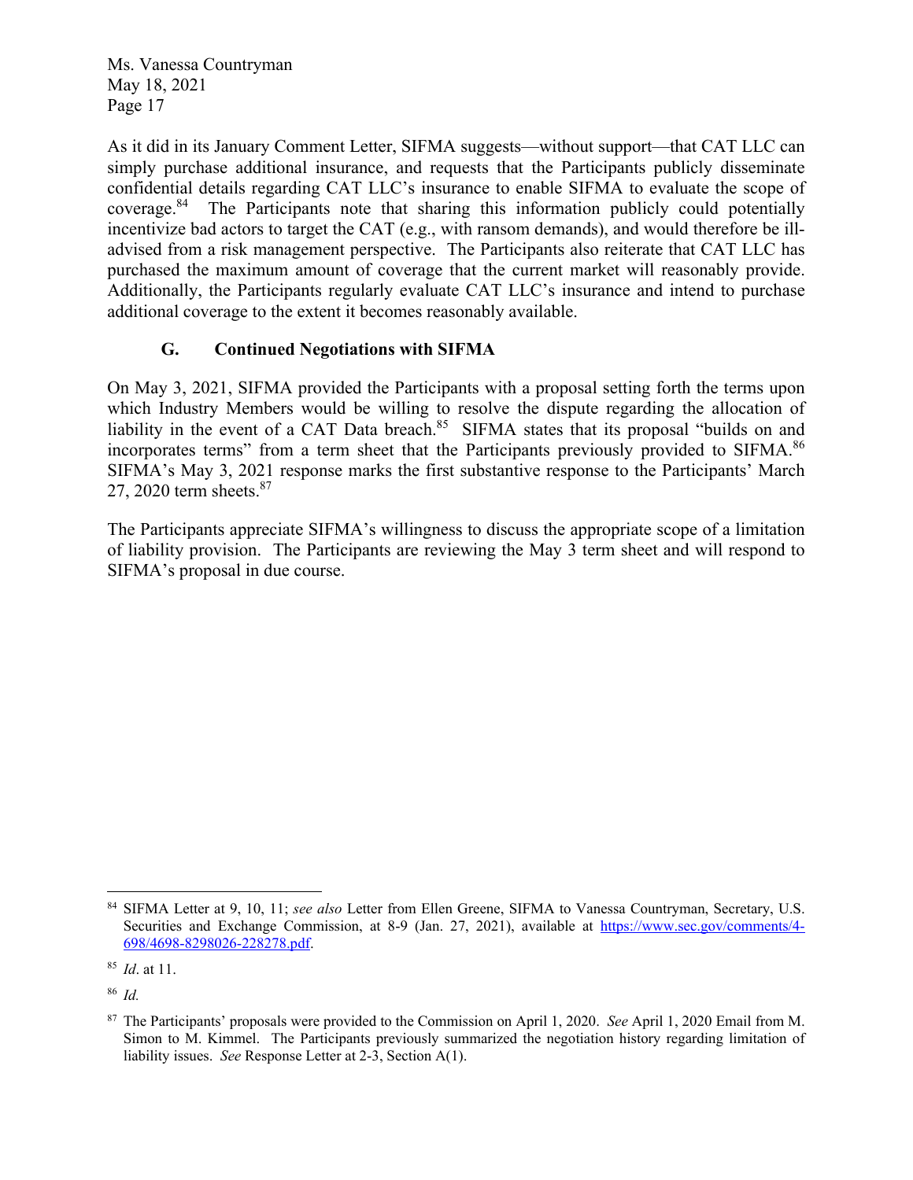As it did in its January Comment Letter, SIFMA suggests—without support—that CAT LLC can simply purchase additional insurance, and requests that the Participants publicly disseminate confidential details regarding CAT LLC's insurance to enable SIFMA to evaluate the scope of coverage.[84] The Participants note that sharing this information publicly could potentially incentivize bad actors to target the CAT (e.g., with ransom demands), and would therefore be ill-advised from a risk management perspective. The Participants also reiterate that CAT LLC has purchased the maximum amount of coverage that the current market will reasonably provide. Additionally, the Participants regularly evaluate CAT LLC's insurance and intend to purchase additional coverage to the extent it becomes reasonably available.

### G. Continued Negotiations with SIFMA

On May 3, 2021, SIFMA provided the Participants with a proposal setting forth the terms upon which Industry Members would be willing to resolve the dispute regarding the allocation of liability in the event of a CAT Data breach.[85] SIFMA states that its proposal "builds on and incorporates terms" from a term sheet that the Participants previously provided to SIFMA.[86] SIFMA's May 3, 2021 response marks the first substantive response to the Participants' March 27, 2020 term sheets.[87]

The Participants appreciate SIFMA's willingness to discuss the appropriate scope of a limitation of liability provision. The Participants are reviewing the May 3 term sheet and will respond to SIFMA's proposal in due course.

---

[84] SIFMA Letter at 9, 10, 11; *see also* Letter from Ellen Greene, SIFMA to Vanessa Countryman, Secretary, U.S. Securities and Exchange Commission, at 8-9 (Jan. 27, 2021), available at https://www.sec.gov/comments/4-698/4698-8298026-228278.pdf.

[85] *Id*. at 11.

[86] *Id.*

[87] The Participants' proposals were provided to the Commission on April 1, 2020. *See* April 1, 2020 Email from M. Simon to M. Kimmel. The Participants previously summarized the negotiation history regarding limitation of liability issues. *See* Response Letter at 2-3, Section A(1).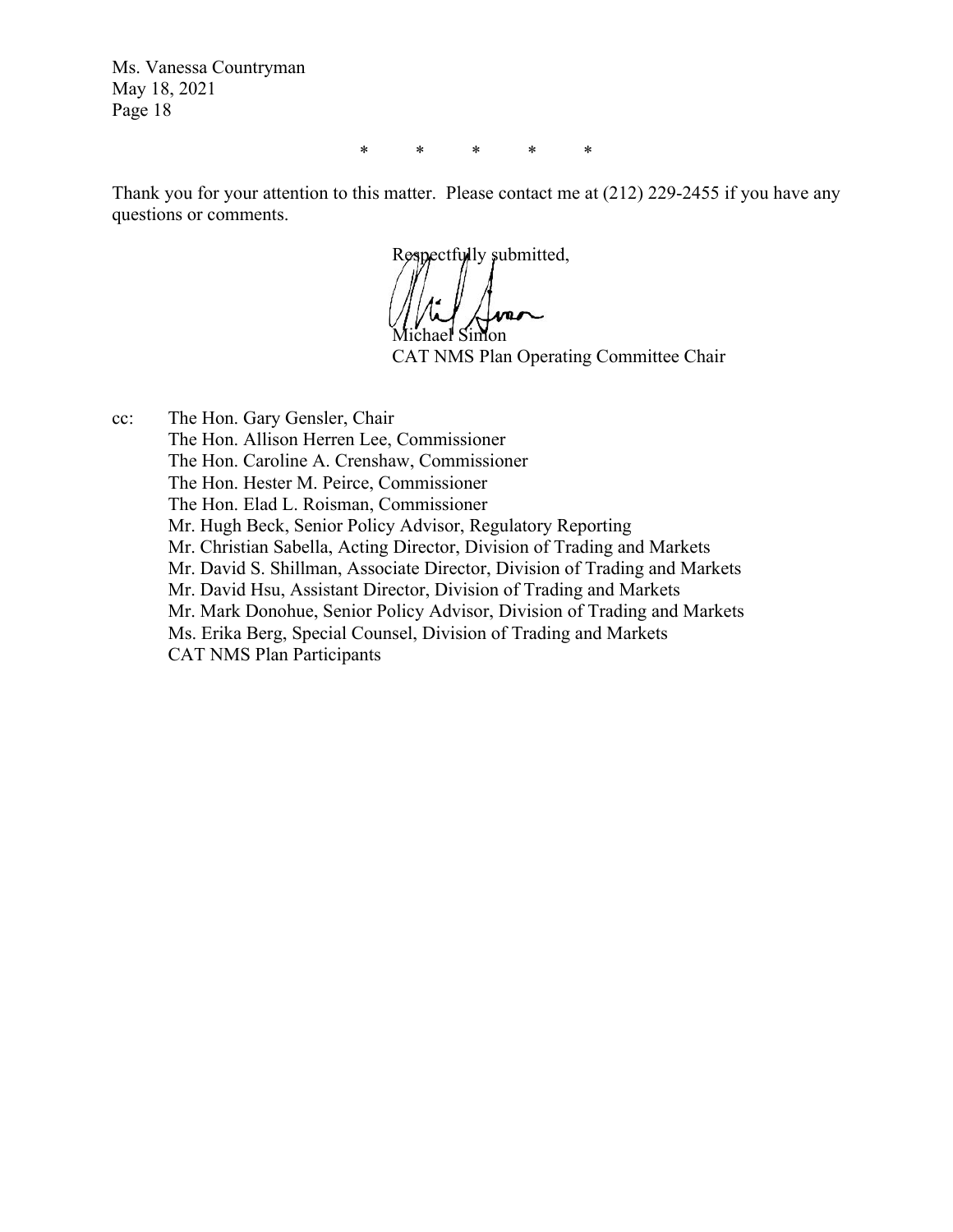Ms. Vanessa Countryman
May 18, 2021

\*　　\*　　\*　　\*　　\*

Thank you for your attention to this matter. Please contact me at (212) 229-2455 if you have any questions or comments.

Respectfully submitted,

Michael Simon
CAT NMS Plan Operating Committee Chair

cc: The Hon. Gary Gensler, Chair
The Hon. Allison Herren Lee, Commissioner
The Hon. Caroline A. Crenshaw, Commissioner
The Hon. Hester M. Peirce, Commissioner
The Hon. Elad L. Roisman, Commissioner
Mr. Hugh Beck, Senior Policy Advisor, Regulatory Reporting
Mr. Christian Sabella, Acting Director, Division of Trading and Markets
Mr. David S. Shillman, Associate Director, Division of Trading and Markets
Mr. David Hsu, Assistant Director, Division of Trading and Markets
Mr. Mark Donohue, Senior Policy Advisor, Division of Trading and Markets
Ms. Erika Berg, Special Counsel, Division of Trading and Markets
CAT NMS Plan Participants